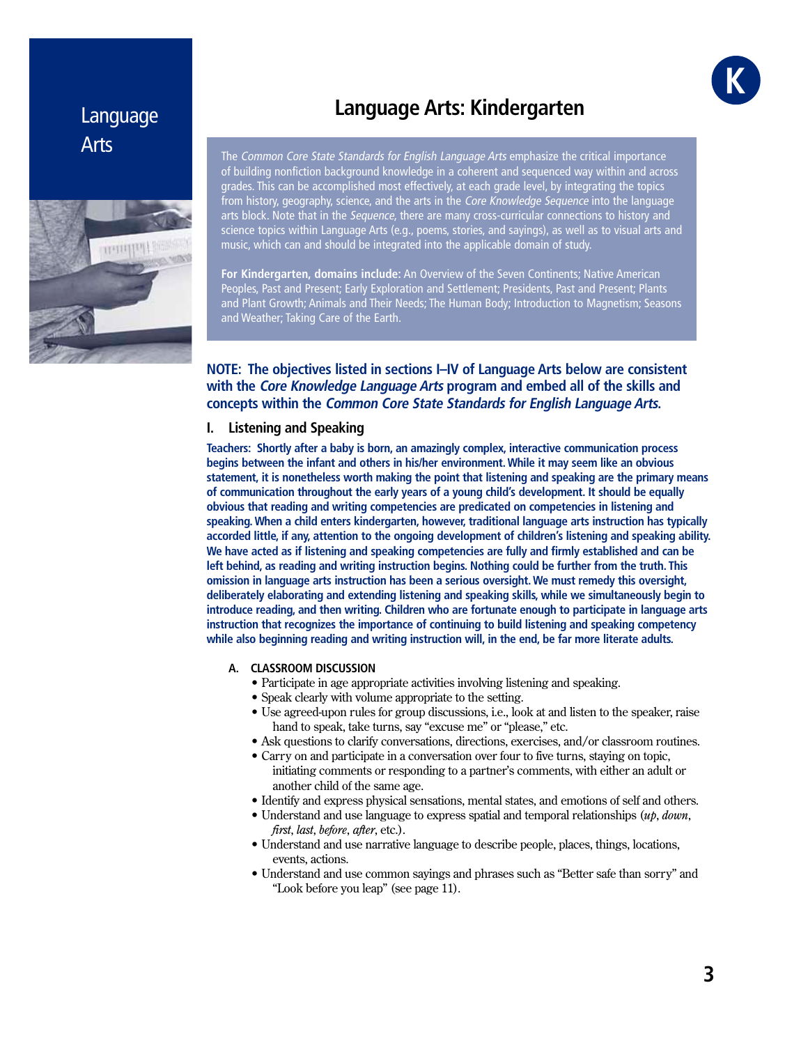Language Arts

# Language Arts: Kindergarten

The *Common Core State Standards for English Language Arts* emphasize the critical importance of building nonfiction background knowledge in a coherent and sequenced way within and across grades. This can be accomplished most effectively, at each grade level, by integrating the topics from history, geography, science, and the arts in the *Core Knowledge Sequence* into the language arts block. Note that in the *Sequence*, there are many cross-curricular connections to history and science topics within Language Arts (e.g., poems, stories, and sayings), as well as to visual arts and music, which can and should be integrated into the applicable domain of study.

**For Kindergarten, domains include:** An Overview of the Seven Continents; Native American Peoples, Past and Present; Early Exploration and Settlement; Presidents, Past and Present; Plants and Plant Growth; Animals and Their Needs; The Human Body; Introduction to Magnetism; Seasons and Weather; Taking Care of the Earth.

**NOTE: The objectives listed in sections I–IV of Language Arts below are consistent with the *Core Knowledge Language Arts* program and embed all of the skills and concepts within the *Common Core State Standards for English Language Arts*.**

## I. Listening and Speaking

**Teachers: Shortly after a baby is born, an amazingly complex, interactive communication process begins between the infant and others in his/her environment. While it may seem like an obvious statement, it is nonetheless worth making the point that listening and speaking are the primary means of communication throughout the early years of a young child's development. It should be equally obvious that reading and writing competencies are predicated on competencies in listening and speaking. When a child enters kindergarten, however, traditional language arts instruction has typically accorded little, if any, attention to the ongoing development of children's listening and speaking ability. We have acted as if listening and speaking competencies are fully and firmly established and can be left behind, as reading and writing instruction begins. Nothing could be further from the truth. This omission in language arts instruction has been a serious oversight. We must remedy this oversight, deliberately elaborating and extending listening and speaking skills, while we simultaneously begin to introduce reading, and then writing. Children who are fortunate enough to participate in language arts instruction that recognizes the importance of continuing to build listening and speaking competency while also beginning reading and writing instruction will, in the end, be far more literate adults.**

### A. CLASSROOM DISCUSSION

- Participate in age appropriate activities involving listening and speaking.
- Speak clearly with volume appropriate to the setting.
- Use agreed-upon rules for group discussions, i.e., look at and listen to the speaker, raise hand to speak, take turns, say "excuse me" or "please," etc.
- Ask questions to clarify conversations, directions, exercises, and/or classroom routines.
- Carry on and participate in a conversation over four to five turns, staying on topic, initiating comments or responding to a partner's comments, with either an adult or another child of the same age.
- Identify and express physical sensations, mental states, and emotions of self and others.
- Understand and use language to express spatial and temporal relationships (*up*, *down*, *first*, *last*, *before*, *after*, etc.).
- Understand and use narrative language to describe people, places, things, locations, events, actions.
- Understand and use common sayings and phrases such as "Better safe than sorry" and "Look before you leap" (see page 11).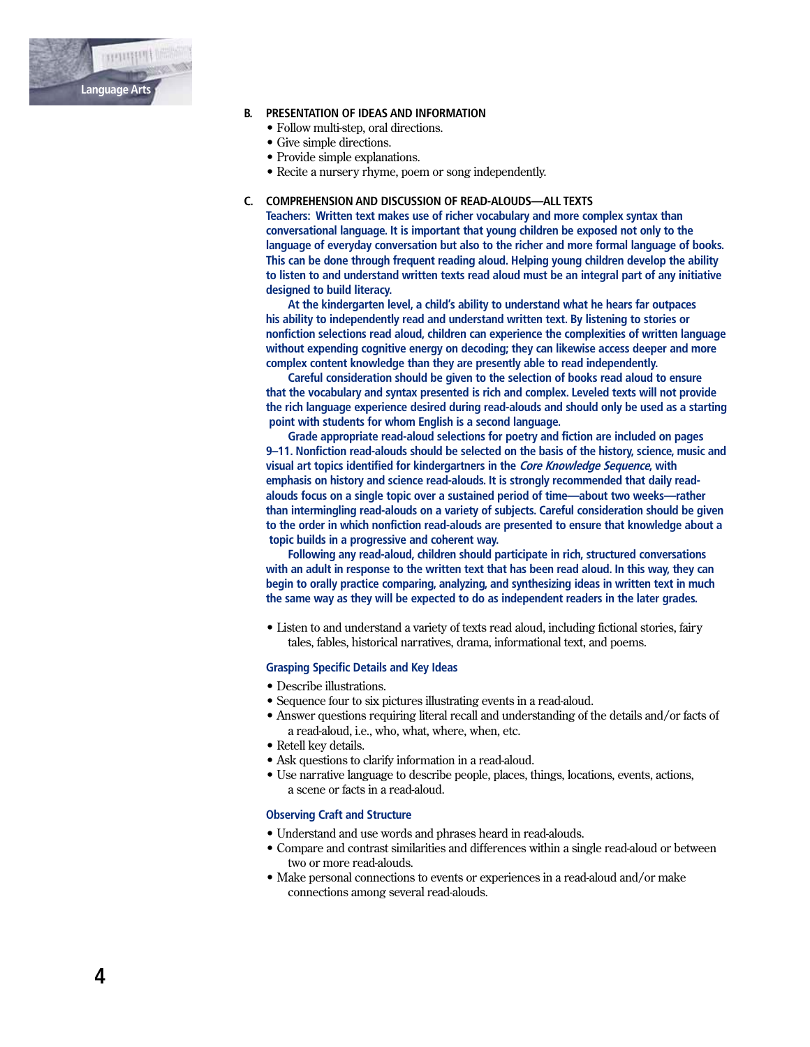### B. PRESENTATION OF IDEAS AND INFORMATION

- Follow multi-step, oral directions.
- Give simple directions.
- Provide simple explanations.
- Recite a nursery rhyme, poem or song independently.

### C. COMPREHENSION AND DISCUSSION OF READ-ALOUDS—ALL TEXTS

**Teachers: Written text makes use of richer vocabulary and more complex syntax than conversational language. It is important that young children be exposed not only to the language of everyday conversation but also to the richer and more formal language of books. This can be done through frequent reading aloud. Helping young children develop the ability to listen to and understand written texts read aloud must be an integral part of any initiative designed to build literacy.**

**At the kindergarten level, a child's ability to understand what he hears far outpaces his ability to independently read and understand written text. By listening to stories or nonfiction selections read aloud, children can experience the complexities of written language without expending cognitive energy on decoding; they can likewise access deeper and more complex content knowledge than they are presently able to read independently.**

**Careful consideration should be given to the selection of books read aloud to ensure that the vocabulary and syntax presented is rich and complex. Leveled texts will not provide the rich language experience desired during read-alouds and should only be used as a starting point with students for whom English is a second language.**

**Grade appropriate read-aloud selections for poetry and fiction are included on pages 9–11. Nonfiction read-alouds should be selected on the basis of the history, science, music and visual art topics identified for kindergartners in the *Core Knowledge Sequence*, with emphasis on history and science read-alouds. It is strongly recommended that daily read-alouds focus on a single topic over a sustained period of time—about two weeks—rather than intermingling read-alouds on a variety of subjects. Careful consideration should be given to the order in which nonfiction read-alouds are presented to ensure that knowledge about a topic builds in a progressive and coherent way.**

**Following any read-aloud, children should participate in rich, structured conversations with an adult in response to the written text that has been read aloud. In this way, they can begin to orally practice comparing, analyzing, and synthesizing ideas in written text in much the same way as they will be expected to do as independent readers in the later grades.**

- Listen to and understand a variety of texts read aloud, including fictional stories, fairy tales, fables, historical narratives, drama, informational text, and poems.

#### Grasping Specific Details and Key Ideas

- Describe illustrations.
- Sequence four to six pictures illustrating events in a read-aloud.
- Answer questions requiring literal recall and understanding of the details and/or facts of a read-aloud, i.e., who, what, where, when, etc.
- Retell key details.
- Ask questions to clarify information in a read-aloud.
- Use narrative language to describe people, places, things, locations, events, actions, a scene or facts in a read-aloud.

#### Observing Craft and Structure

- Understand and use words and phrases heard in read-alouds.
- Compare and contrast similarities and differences within a single read-aloud or between two or more read-alouds.
- Make personal connections to events or experiences in a read-aloud and/or make connections among several read-alouds.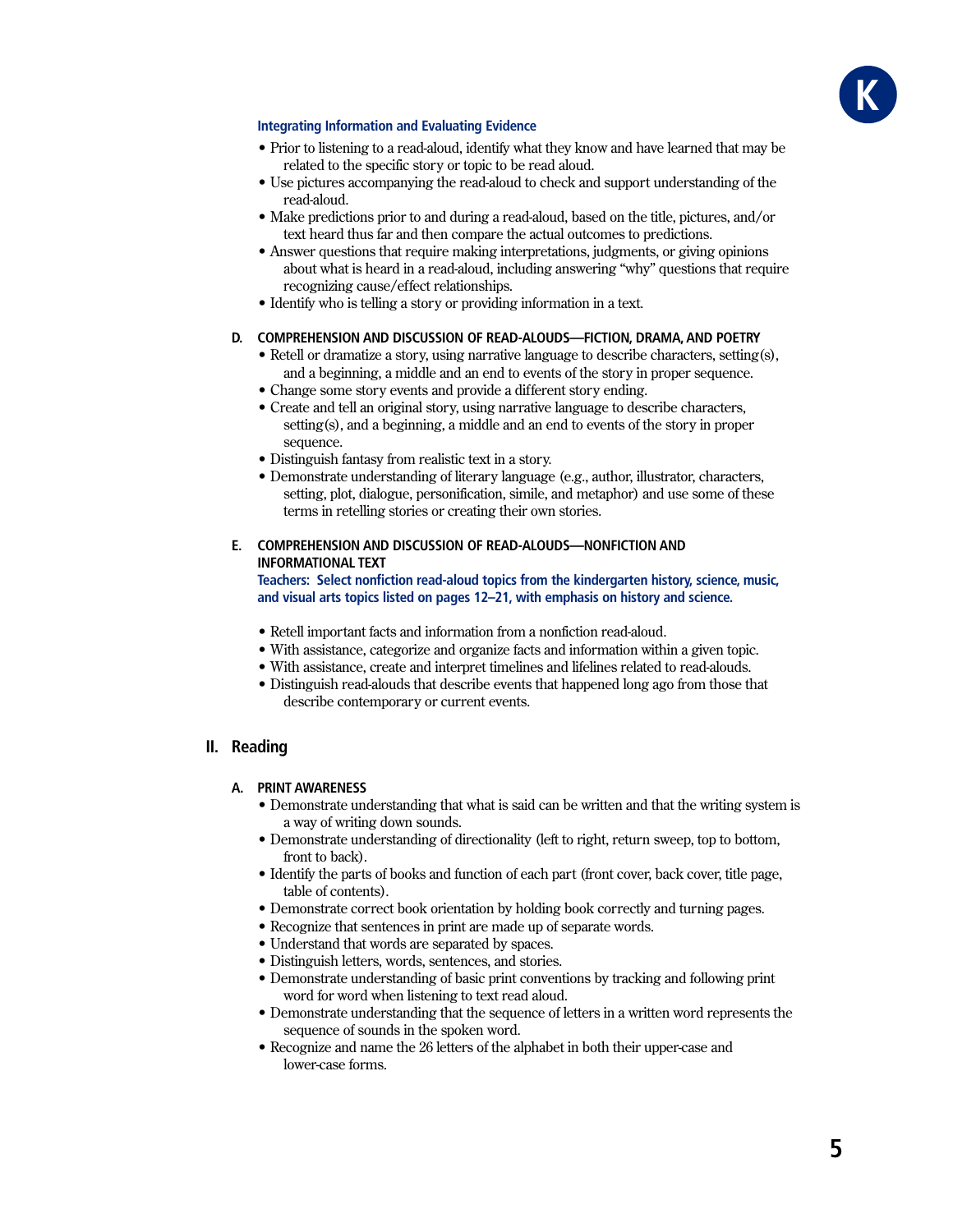#### Integrating Information and Evaluating Evidence

- Prior to listening to a read-aloud, identify what they know and have learned that may be related to the specific story or topic to be read aloud.
- Use pictures accompanying the read-aloud to check and support understanding of the read-aloud.
- Make predictions prior to and during a read-aloud, based on the title, pictures, and/or text heard thus far and then compare the actual outcomes to predictions.
- Answer questions that require making interpretations, judgments, or giving opinions about what is heard in a read-aloud, including answering "why" questions that require recognizing cause/effect relationships.
- Identify who is telling a story or providing information in a text.

### D. COMPREHENSION AND DISCUSSION OF READ-ALOUDS—FICTION, DRAMA, AND POETRY

- Retell or dramatize a story, using narrative language to describe characters, setting(s), and a beginning, a middle and an end to events of the story in proper sequence.
- Change some story events and provide a different story ending.
- Create and tell an original story, using narrative language to describe characters, setting(s), and a beginning, a middle and an end to events of the story in proper sequence.
- Distinguish fantasy from realistic text in a story.
- Demonstrate understanding of literary language (e.g., author, illustrator, characters, setting, plot, dialogue, personification, simile, and metaphor) and use some of these terms in retelling stories or creating their own stories.

### E. COMPREHENSION AND DISCUSSION OF READ-ALOUDS—NONFICTION AND INFORMATIONAL TEXT

**Teachers: Select nonfiction read-aloud topics from the kindergarten history, science, music, and visual arts topics listed on pages 12–21, with emphasis on history and science.**

- Retell important facts and information from a nonfiction read-aloud.
- With assistance, categorize and organize facts and information within a given topic.
- With assistance, create and interpret timelines and lifelines related to read-alouds.
- Distinguish read-alouds that describe events that happened long ago from those that describe contemporary or current events.

## II. Reading

### A. PRINT AWARENESS

- Demonstrate understanding that what is said can be written and that the writing system is a way of writing down sounds.
- Demonstrate understanding of directionality (left to right, return sweep, top to bottom, front to back).
- Identify the parts of books and function of each part (front cover, back cover, title page, table of contents).
- Demonstrate correct book orientation by holding book correctly and turning pages.
- Recognize that sentences in print are made up of separate words.
- Understand that words are separated by spaces.
- Distinguish letters, words, sentences, and stories.
- Demonstrate understanding of basic print conventions by tracking and following print word for word when listening to text read aloud.
- Demonstrate understanding that the sequence of letters in a written word represents the sequence of sounds in the spoken word.
- Recognize and name the 26 letters of the alphabet in both their upper-case and lower-case forms.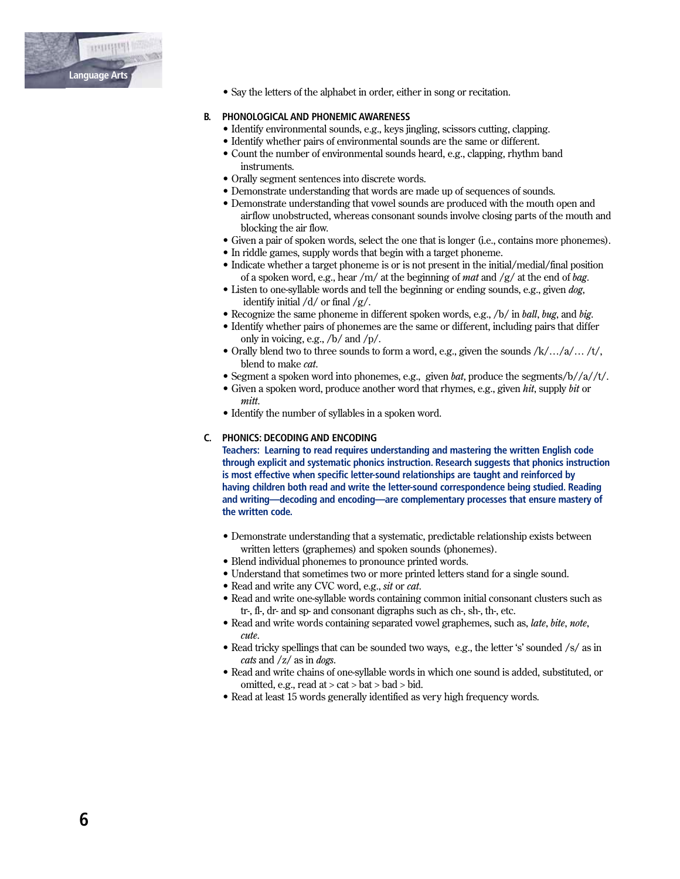- Say the letters of the alphabet in order, either in song or recitation.

### B. PHONOLOGICAL AND PHONEMIC AWARENESS

- Identify environmental sounds, e.g., keys jingling, scissors cutting, clapping.
- Identify whether pairs of environmental sounds are the same or different.
- Count the number of environmental sounds heard, e.g., clapping, rhythm band instruments.
- Orally segment sentences into discrete words.
- Demonstrate understanding that words are made up of sequences of sounds.
- Demonstrate understanding that vowel sounds are produced with the mouth open and airflow unobstructed, whereas consonant sounds involve closing parts of the mouth and blocking the air flow.
- Given a pair of spoken words, select the one that is longer (i.e., contains more phonemes).
- In riddle games, supply words that begin with a target phoneme.
- Indicate whether a target phoneme is or is not present in the initial/medial/final position of a spoken word, e.g., hear /m/ at the beginning of *mat* and /g/ at the end of *bag*.
- Listen to one-syllable words and tell the beginning or ending sounds, e.g., given *dog*, identify initial /d/ or final /g/.
- Recognize the same phoneme in different spoken words, e.g., /b/ in *ball*, *bug*, and *big*.
- Identify whether pairs of phonemes are the same or different, including pairs that differ only in voicing, e.g., /b/ and /p/.
- Orally blend two to three sounds to form a word, e.g., given the sounds /k/…/a/… /t/, blend to make *cat*.
- Segment a spoken word into phonemes, e.g., given *bat*, produce the segments/b//a//t/.
- Given a spoken word, produce another word that rhymes, e.g., given *hit*, supply *bit* or *mitt*.
- Identify the number of syllables in a spoken word.

### C. PHONICS: DECODING AND ENCODING

**Teachers: Learning to read requires understanding and mastering the written English code through explicit and systematic phonics instruction. Research suggests that phonics instruction is most effective when specific letter-sound relationships are taught and reinforced by having children both read and write the letter-sound correspondence being studied. Reading and writing—decoding and encoding—are complementary processes that ensure mastery of the written code.**

- Demonstrate understanding that a systematic, predictable relationship exists between written letters (graphemes) and spoken sounds (phonemes).
- Blend individual phonemes to pronounce printed words.
- Understand that sometimes two or more printed letters stand for a single sound.
- Read and write any CVC word, e.g., *sit* or *cat*.
- Read and write one-syllable words containing common initial consonant clusters such as tr-, fl-, dr- and sp- and consonant digraphs such as ch-, sh-, th-, etc.
- Read and write words containing separated vowel graphemes, such as, *late*, *bite*, *note*, *cute*.
- Read tricky spellings that can be sounded two ways, e.g., the letter 's' sounded /s/ as in *cats* and /z/ as in *dogs*.
- Read and write chains of one-syllable words in which one sound is added, substituted, or omitted, e.g., read at > cat > bat > bad > bid.
- Read at least 15 words generally identified as very high frequency words.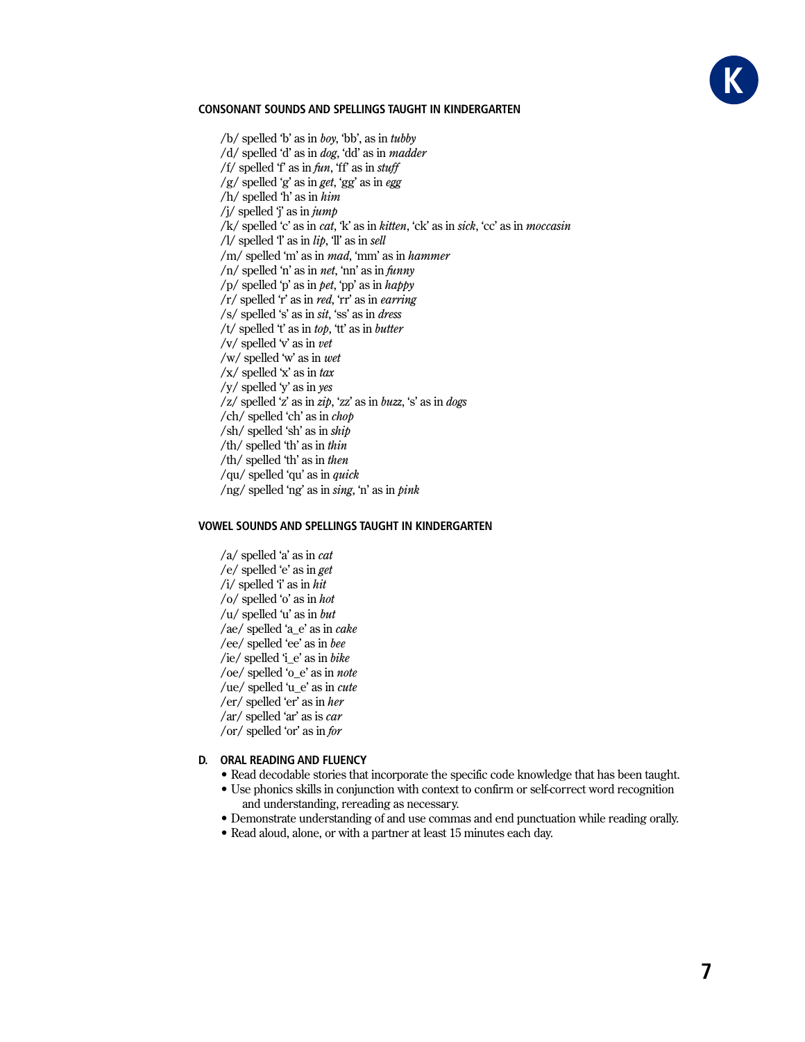#### CONSONANT SOUNDS AND SPELLINGS TAUGHT IN KINDERGARTEN

/b/ spelled 'b' as in *boy*, 'bb', as in *tubby*
/d/ spelled 'd' as in *dog*, 'dd' as in *madder*
/f/ spelled 'f' as in *fun*, 'ff' as in *stuff*
/g/ spelled 'g' as in *get*, 'gg' as in *egg*
/h/ spelled 'h' as in *him*
/j/ spelled 'j' as in *jump*
/k/ spelled 'c' as in *cat*, 'k' as in *kitten*, 'ck' as in *sick*, 'cc' as in *moccasin*
/l/ spelled 'l' as in *lip*, 'll' as in *sell*
/m/ spelled 'm' as in *mad*, 'mm' as in *hammer*
/n/ spelled 'n' as in *net*, 'nn' as in *funny*
/p/ spelled 'p' as in *pet*, 'pp' as in *happy*
/r/ spelled 'r' as in *red*, 'rr' as in *earring*
/s/ spelled 's' as in *sit*, 'ss' as in *dress*
/t/ spelled 't' as in *top*, 'tt' as in *butter*
/v/ spelled 'v' as in *vet*
/w/ spelled 'w' as in *wet*
/x/ spelled 'x' as in *tax*
/y/ spelled 'y' as in *yes*
/z/ spelled 'z' as in *zip*, 'zz' as in *buzz*, 's' as in *dogs*
/ch/ spelled 'ch' as in *chop*
/sh/ spelled 'sh' as in *ship*
/th/ spelled 'th' as in *thin*
/th/ spelled 'th' as in *then*
/qu/ spelled 'qu' as in *quick*
/ng/ spelled 'ng' as in *sing*, 'n' as in *pink*

#### VOWEL SOUNDS AND SPELLINGS TAUGHT IN KINDERGARTEN

/a/ spelled 'a' as in *cat*
/e/ spelled 'e' as in *get*
/i/ spelled 'i' as in *hit*
/o/ spelled 'o' as in *hot*
/u/ spelled 'u' as in *but*
/ae/ spelled 'a_e' as in *cake*
/ee/ spelled 'ee' as in *bee*
/ie/ spelled 'i_e' as in *bike*
/oe/ spelled 'o_e' as in *note*
/ue/ spelled 'u_e' as in *cute*
/er/ spelled 'er' as in *her*
/ar/ spelled 'ar' as is *car*
/or/ spelled 'or' as in *for*

#### D. ORAL READING AND FLUENCY

- Read decodable stories that incorporate the specific code knowledge that has been taught.
- Use phonics skills in conjunction with context to confirm or self-correct word recognition and understanding, rereading as necessary.
- Demonstrate understanding of and use commas and end punctuation while reading orally.
- Read aloud, alone, or with a partner at least 15 minutes each day.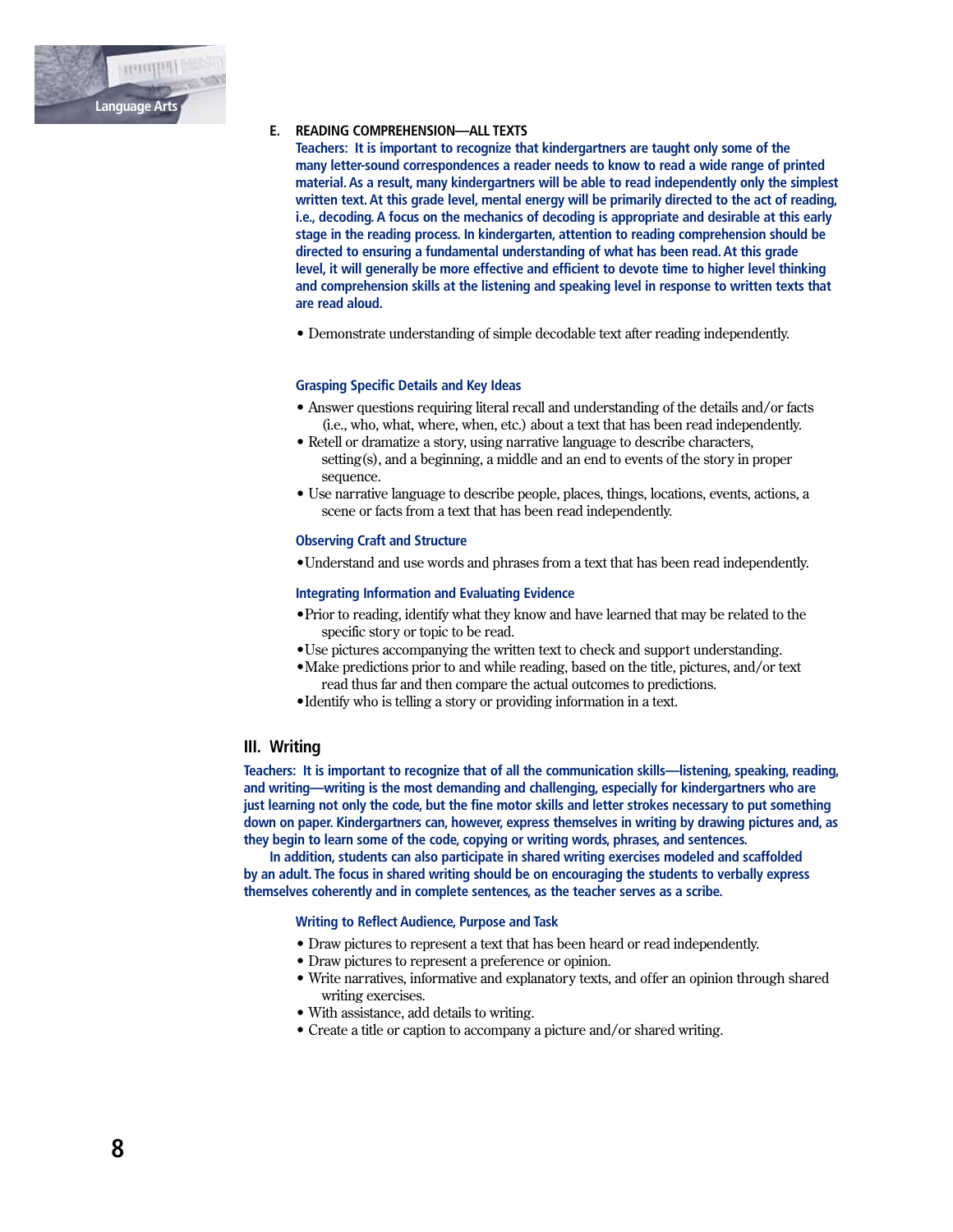### E. READING COMPREHENSION—ALL TEXTS

**Teachers: It is important to recognize that kindergartners are taught only some of the many letter-sound correspondences a reader needs to know to read a wide range of printed material. As a result, many kindergartners will be able to read independently only the simplest written text. At this grade level, mental energy will be primarily directed to the act of reading, i.e., decoding. A focus on the mechanics of decoding is appropriate and desirable at this early stage in the reading process. In kindergarten, attention to reading comprehension should be directed to ensuring a fundamental understanding of what has been read. At this grade level, it will generally be more effective and efficient to devote time to higher level thinking and comprehension skills at the listening and speaking level in response to written texts that are read aloud.**

- Demonstrate understanding of simple decodable text after reading independently.

#### Grasping Specific Details and Key Ideas

- Answer questions requiring literal recall and understanding of the details and/or facts (i.e., who, what, where, when, etc.) about a text that has been read independently.
- Retell or dramatize a story, using narrative language to describe characters, setting(s), and a beginning, a middle and an end to events of the story in proper sequence.
- Use narrative language to describe people, places, things, locations, events, actions, a scene or facts from a text that has been read independently.

#### Observing Craft and Structure

- Understand and use words and phrases from a text that has been read independently.

#### Integrating Information and Evaluating Evidence

- Prior to reading, identify what they know and have learned that may be related to the specific story or topic to be read.
- Use pictures accompanying the written text to check and support understanding.
- Make predictions prior to and while reading, based on the title, pictures, and/or text read thus far and then compare the actual outcomes to predictions.
- Identify who is telling a story or providing information in a text.

## III. Writing

**Teachers: It is important to recognize that of all the communication skills—listening, speaking, reading, and writing—writing is the most demanding and challenging, especially for kindergartners who are just learning not only the code, but the fine motor skills and letter strokes necessary to put something down on paper. Kindergartners can, however, express themselves in writing by drawing pictures and, as they begin to learn some of the code, copying or writing words, phrases, and sentences.**

**In addition, students can also participate in shared writing exercises modeled and scaffolded by an adult. The focus in shared writing should be on encouraging the students to verbally express themselves coherently and in complete sentences, as the teacher serves as a scribe.**

#### Writing to Reflect Audience, Purpose and Task

- Draw pictures to represent a text that has been heard or read independently.
- Draw pictures to represent a preference or opinion.
- Write narratives, informative and explanatory texts, and offer an opinion through shared writing exercises.
- With assistance, add details to writing.
- Create a title or caption to accompany a picture and/or shared writing.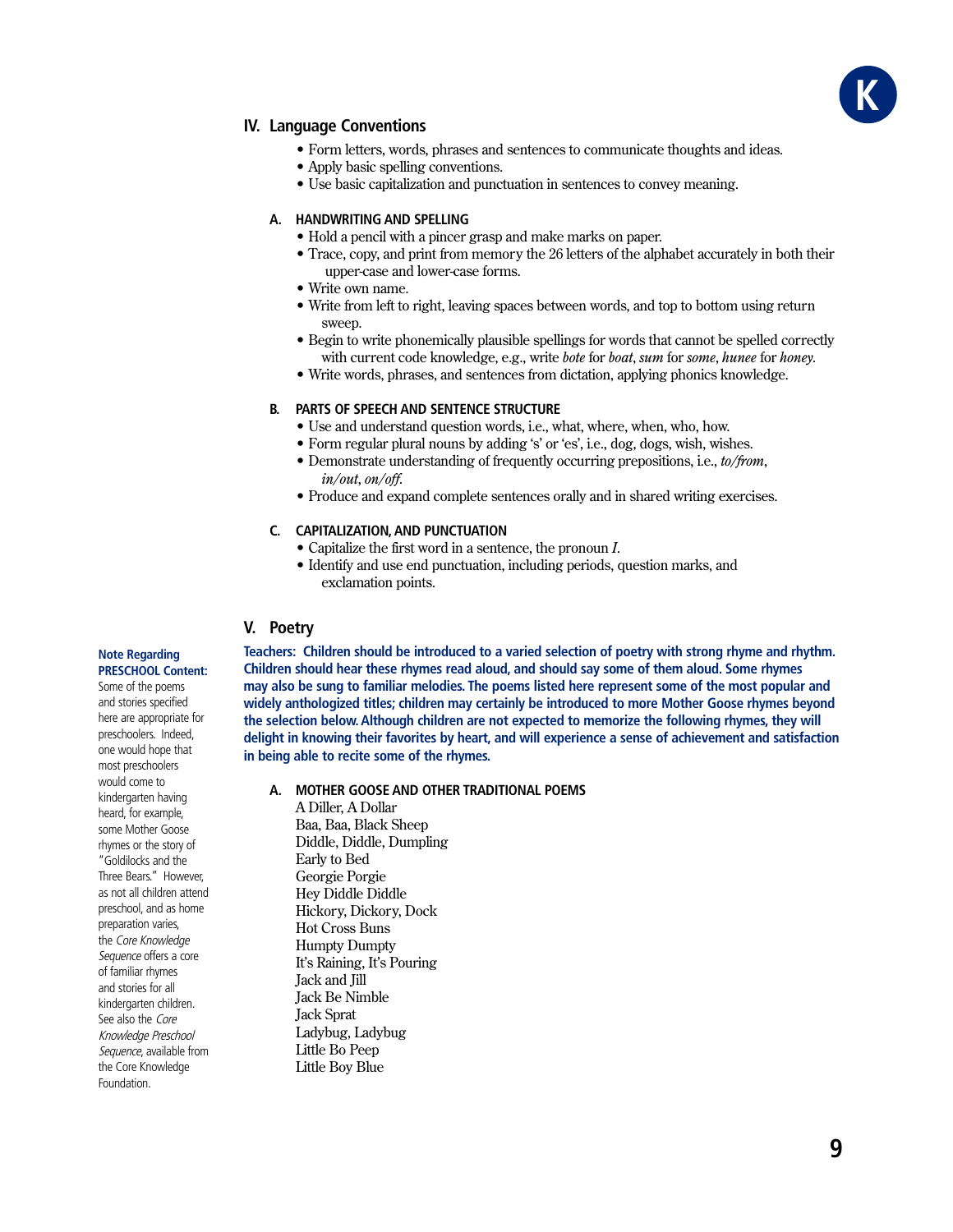## IV. Language Conventions

- Form letters, words, phrases and sentences to communicate thoughts and ideas.
- Apply basic spelling conventions.
- Use basic capitalization and punctuation in sentences to convey meaning.

### A. HANDWRITING AND SPELLING

- Hold a pencil with a pincer grasp and make marks on paper.
- Trace, copy, and print from memory the 26 letters of the alphabet accurately in both their upper-case and lower-case forms.
- Write own name.
- Write from left to right, leaving spaces between words, and top to bottom using return sweep.
- Begin to write phonemically plausible spellings for words that cannot be spelled correctly with current code knowledge, e.g., write *bote* for *boat*, *sum* for *some*, *hunee* for *honey*.
- Write words, phrases, and sentences from dictation, applying phonics knowledge.

### B. PARTS OF SPEECH AND SENTENCE STRUCTURE

- Use and understand question words, i.e., what, where, when, who, how.
- Form regular plural nouns by adding 's' or 'es', i.e., dog, dogs, wish, wishes.
- Demonstrate understanding of frequently occurring prepositions, i.e., *to/from*, *in/out*, *on/off*.
- Produce and expand complete sentences orally and in shared writing exercises.

### C. CAPITALIZATION, AND PUNCTUATION

- Capitalize the first word in a sentence, the pronoun *I*.
- Identify and use end punctuation, including periods, question marks, and exclamation points.

## V. Poetry

**Teachers: Children should be introduced to a varied selection of poetry with strong rhyme and rhythm. Children should hear these rhymes read aloud, and should say some of them aloud. Some rhymes may also be sung to familiar melodies. The poems listed here represent some of the most popular and widely anthologized titles; children may certainly be introduced to more Mother Goose rhymes beyond the selection below. Although children are not expected to memorize the following rhymes, they will delight in knowing their favorites by heart, and will experience a sense of achievement and satisfaction in being able to recite some of the rhymes.**

**Note Regarding PRESCHOOL Content:** Some of the poems and stories specified here are appropriate for preschoolers. Indeed, one would hope that most preschoolers would come to kindergarten having heard, for example, some Mother Goose rhymes or the story of "Goldilocks and the Three Bears." However, as not all children attend preschool, and as home preparation varies, the *Core Knowledge Sequence* offers a core of familiar rhymes and stories for all kindergarten children. See also the *Core Knowledge Preschool Sequence*, available from the Core Knowledge Foundation.

### A. MOTHER GOOSE AND OTHER TRADITIONAL POEMS

A Diller, A Dollar
Baa, Baa, Black Sheep
Diddle, Diddle, Dumpling
Early to Bed
Georgie Porgie
Hey Diddle Diddle
Hickory, Dickory, Dock
Hot Cross Buns
Humpty Dumpty
It's Raining, It's Pouring
Jack and Jill
Jack Be Nimble
Jack Sprat
Ladybug, Ladybug
Little Bo Peep
Little Boy Blue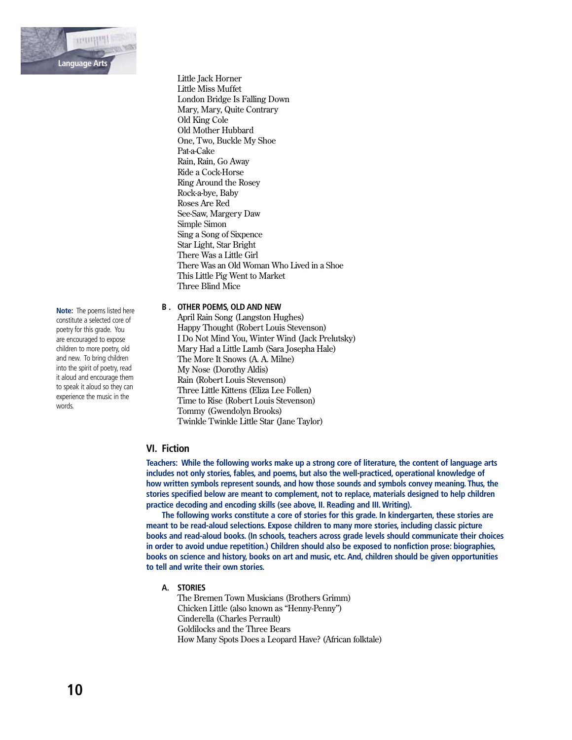Little Jack Horner
Little Miss Muffet
London Bridge Is Falling Down
Mary, Mary, Quite Contrary
Old King Cole
Old Mother Hubbard
One, Two, Buckle My Shoe
Pat-a-Cake
Rain, Rain, Go Away
Ride a Cock-Horse
Ring Around the Rosey
Rock-a-bye, Baby
Roses Are Red
See-Saw, Margery Daw
Simple Simon
Sing a Song of Sixpence
Star Light, Star Bright
There Was a Little Girl
There Was an Old Woman Who Lived in a Shoe
This Little Pig Went to Market
Three Blind Mice

**Note:** The poems listed here constitute a selected core of poetry for this grade. You are encouraged to expose children to more poetry, old and new. To bring children into the spirit of poetry, read it aloud and encourage them to speak it aloud so they can experience the music in the words.

### B. OTHER POEMS, OLD AND NEW

April Rain Song (Langston Hughes)
Happy Thought (Robert Louis Stevenson)
I Do Not Mind You, Winter Wind (Jack Prelutsky)
Mary Had a Little Lamb (Sara Josepha Hale)
The More It Snows (A. A. Milne)
My Nose (Dorothy Aldis)
Rain (Robert Louis Stevenson)
Three Little Kittens (Eliza Lee Follen)
Time to Rise (Robert Louis Stevenson)
Tommy (Gwendolyn Brooks)
Twinkle Twinkle Little Star (Jane Taylor)

## VI. Fiction

**Teachers: While the following works make up a strong core of literature, the content of language arts includes not only stories, fables, and poems, but also the well-practiced, operational knowledge of how written symbols represent sounds, and how those sounds and symbols convey meaning. Thus, the stories specified below are meant to complement, not to replace, materials designed to help children practice decoding and encoding skills (see above, II. Reading and III. Writing).**

**The following works constitute a core of stories for this grade. In kindergarten, these stories are meant to be read-aloud selections. Expose children to many more stories, including classic picture books and read-aloud books. (In schools, teachers across grade levels should communicate their choices in order to avoid undue repetition.) Children should also be exposed to nonfiction prose: biographies, books on science and history, books on art and music, etc. And, children should be given opportunities to tell and write their own stories.**

### A. STORIES

The Bremen Town Musicians (Brothers Grimm)
Chicken Little (also known as "Henny-Penny")
Cinderella (Charles Perrault)
Goldilocks and the Three Bears
How Many Spots Does a Leopard Have? (African folktale)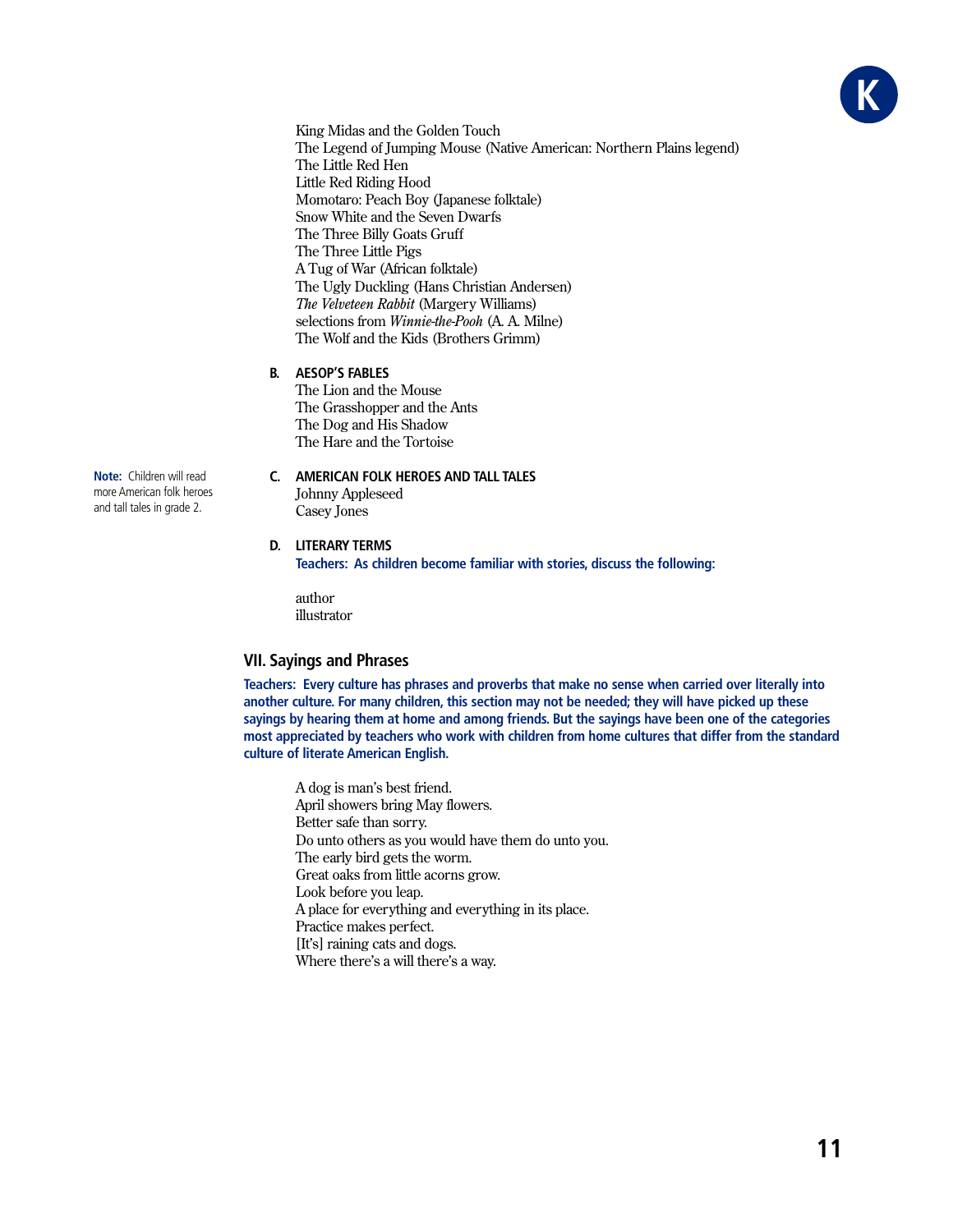King Midas and the Golden Touch
The Legend of Jumping Mouse (Native American: Northern Plains legend)
The Little Red Hen
Little Red Riding Hood
Momotaro: Peach Boy (Japanese folktale)
Snow White and the Seven Dwarfs
The Three Billy Goats Gruff
The Three Little Pigs
A Tug of War (African folktale)
The Ugly Duckling (Hans Christian Andersen)
*The Velveteen Rabbit* (Margery Williams)
selections from *Winnie-the-Pooh* (A. A. Milne)
The Wolf and the Kids (Brothers Grimm)

**B. AESOP'S FABLES**

The Lion and the Mouse
The Grasshopper and the Ants
The Dog and His Shadow
The Hare and the Tortoise

**Note:** Children will read more American folk heroes and tall tales in grade 2.

**C. AMERICAN FOLK HEROES AND TALL TALES**

Johnny Appleseed
Casey Jones

**D. LITERARY TERMS**

**Teachers: As children become familiar with stories, discuss the following:**

author
illustrator

## VII. Sayings and Phrases

**Teachers: Every culture has phrases and proverbs that make no sense when carried over literally into another culture. For many children, this section may not be needed; they will have picked up these sayings by hearing them at home and among friends. But the sayings have been one of the categories most appreciated by teachers who work with children from home cultures that differ from the standard culture of literate American English.**

A dog is man's best friend.
April showers bring May flowers.
Better safe than sorry.
Do unto others as you would have them do unto you.
The early bird gets the worm.
Great oaks from little acorns grow.
Look before you leap.
A place for everything and everything in its place.
Practice makes perfect.
[It's] raining cats and dogs.
Where there's a will there's a way.